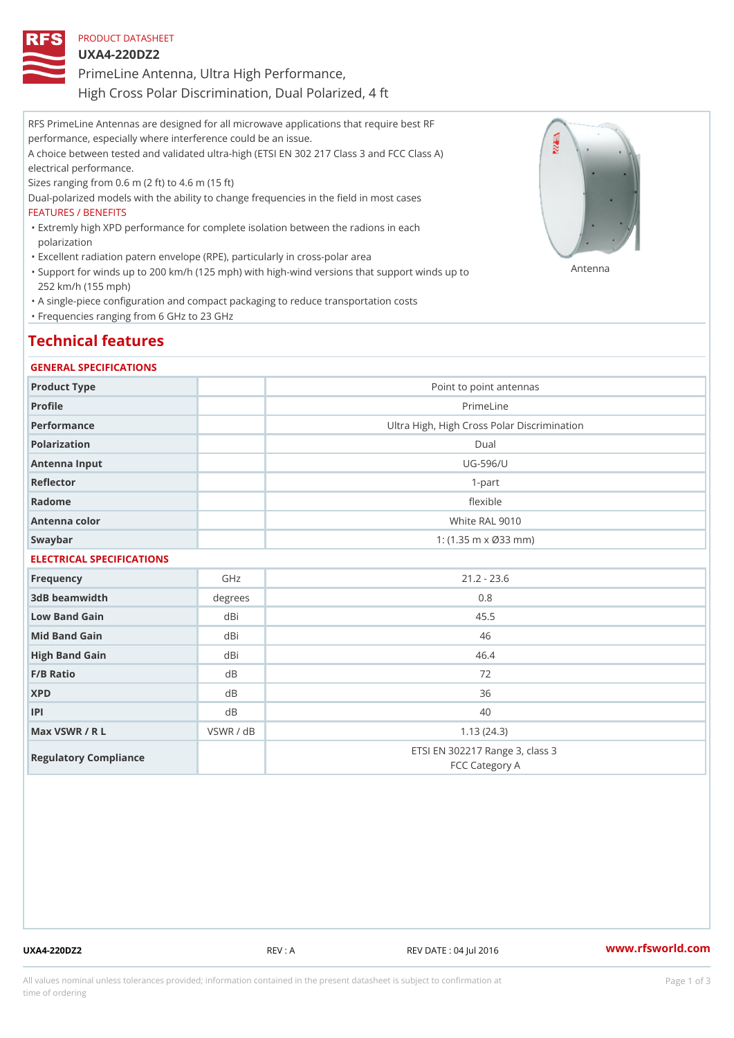PRODUCT DATASHEET

# UXA4-220DZ2

## PrimeLine Antenna, Ultra High Performance, High Cross Polar Discrimination, Dual Polarized, 4 ft

RFS PrimeLine Antennas are designed for all microwave applications that require best RF performance, especially where interference could be an issue.
A choice between tested and validated ultra-high (ETSI EN 302 217 Class 3 and FCC Class A) electrical performance.
Sizes ranging from 0.6 m (2 ft) to 4.6 m (15 ft)
Dual-polarized models with the ability to change frequencies in the field in most cases

FEATURES / BENEFITS

- Extremly high XPD performance for complete isolation between the radions in each polarization
- Excellent radiation patern envelope (RPE), particularly in cross-polar area
- Support for winds up to 200 km/h (125 mph) with high-wind versions that support winds up to 252 km/h (155 mph)
- A single-piece configuration and compact packaging to reduce transportation costs
- Frequencies ranging from 6 GHz to 23 GHz

Antenna

## Technical features

### GENERAL SPECIFICATIONS

| | | |
|---|---|---|
| Product Type | | Point to point antennas |
| Profile | | PrimeLine |
| Performance | | Ultra High, High Cross Polar Discrimination |
| Polarization | | Dual |
| Antenna Input | | UG-596/U |
| Reflector | | 1-part |
| Radome | | flexible |
| Antenna color | | White RAL 9010 |
| Swaybar | | 1: (1.35 m x Ø33 mm) |

### ELECTRICAL SPECIFICATIONS

| | | |
|---|---|---|
| Frequency | GHz | 21.2 - 23.6 |
| 3dB beamwidth | degrees | 0.8 |
| Low Band Gain | dBi | 45.5 |
| Mid Band Gain | dBi | 46 |
| High Band Gain | dBi | 46.4 |
| F/B Ratio | dB | 72 |
| XPD | dB | 36 |
| IPI | dB | 40 |
| Max VSWR / R L | VSWR / dB | 1.13 (24.3) |
| Regulatory Compliance | | ETSI EN 302217 Range 3, class 3<br>FCC Category A |

UXA4-220DZ2 REV : A REV DATE : 04 Jul 2016 www.rfsworld.com

All values nominal unless tolerances provided; information contained in the present datasheet is subject to confirmation at time of ordering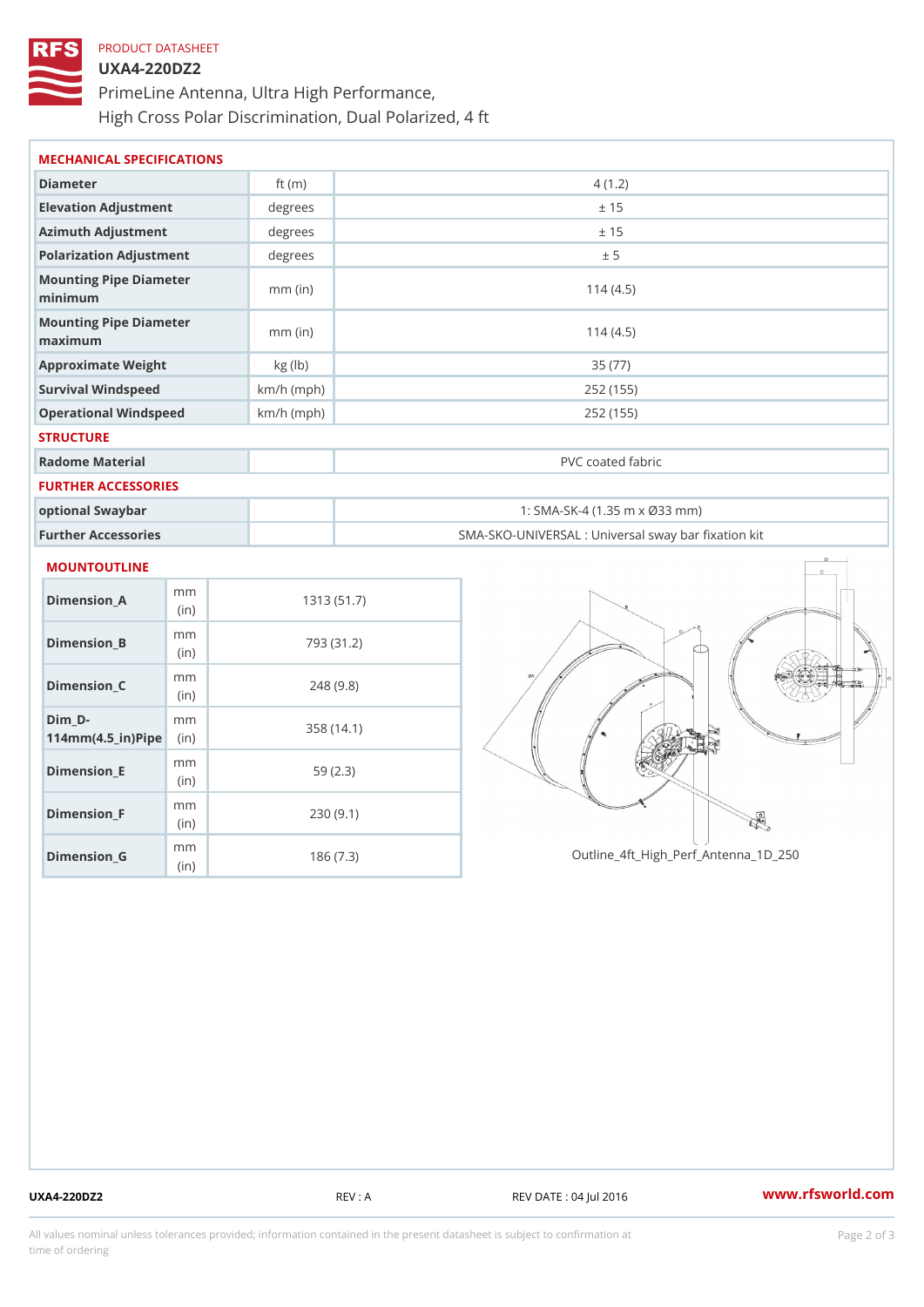PRODUCT DATASHEET

# UXA4-220DZ2

PrimeLine Antenna, Ultra High Performance, High Cross Polar Discrimination, Dual Polarized, 4 ft

## MECHANICAL SPECIFICATIONS

| | | |
|---|---|---|
| Diameter | ft (m) | 4 (1.2) |
| Elevation Adjustment | degrees | ± 15 |
| Azimuth Adjustment | degrees | ± 15 |
| Polarization Adjustment | degrees | ± 5 |
| Mounting Pipe Diameter minimum | mm (in) | 114 (4.5) |
| Mounting Pipe Diameter maximum | mm (in) | 114 (4.5) |
| Approximate Weight | kg (lb) | 35 (77) |
| Survival Windspeed | km/h (mph) | 252 (155) |
| Operational Windspeed | km/h (mph) | 252 (155) |

## STRUCTURE

| | | |
|---|---|---|
| Radome Material | | PVC coated fabric |

## FURTHER ACCESSORIES

| | | |
|---|---|---|
| optional Swaybar | | 1: SMA-SK-4 (1.35 m x Ø33 mm) |
| Further Accessories | | SMA-SKO-UNIVERSAL : Universal sway bar fixation kit |

## MOUNTOUTLINE

| | | |
|---|---|---|
| Dimension_A | mm (in) | 1313 (51.7) |
| Dimension_B | mm (in) | 793 (31.2) |
| Dimension_C | mm (in) | 248 (9.8) |
| Dim_D-114mm(4.5_in)Pipe | mm (in) | 358 (14.1) |
| Dimension_E | mm (in) | 59 (2.3) |
| Dimension_F | mm (in) | 230 (9.1) |
| Dimension_G | mm (in) | 186 (7.3) |

Outline_4ft_High_Perf_Antenna_1D_250

UXA4-220DZ2 REV : A REV DATE : 04 Jul 2016 www.rfsworld.com

All values nominal unless tolerances provided; information contained in the present datasheet is subject to confirmation at time of ordering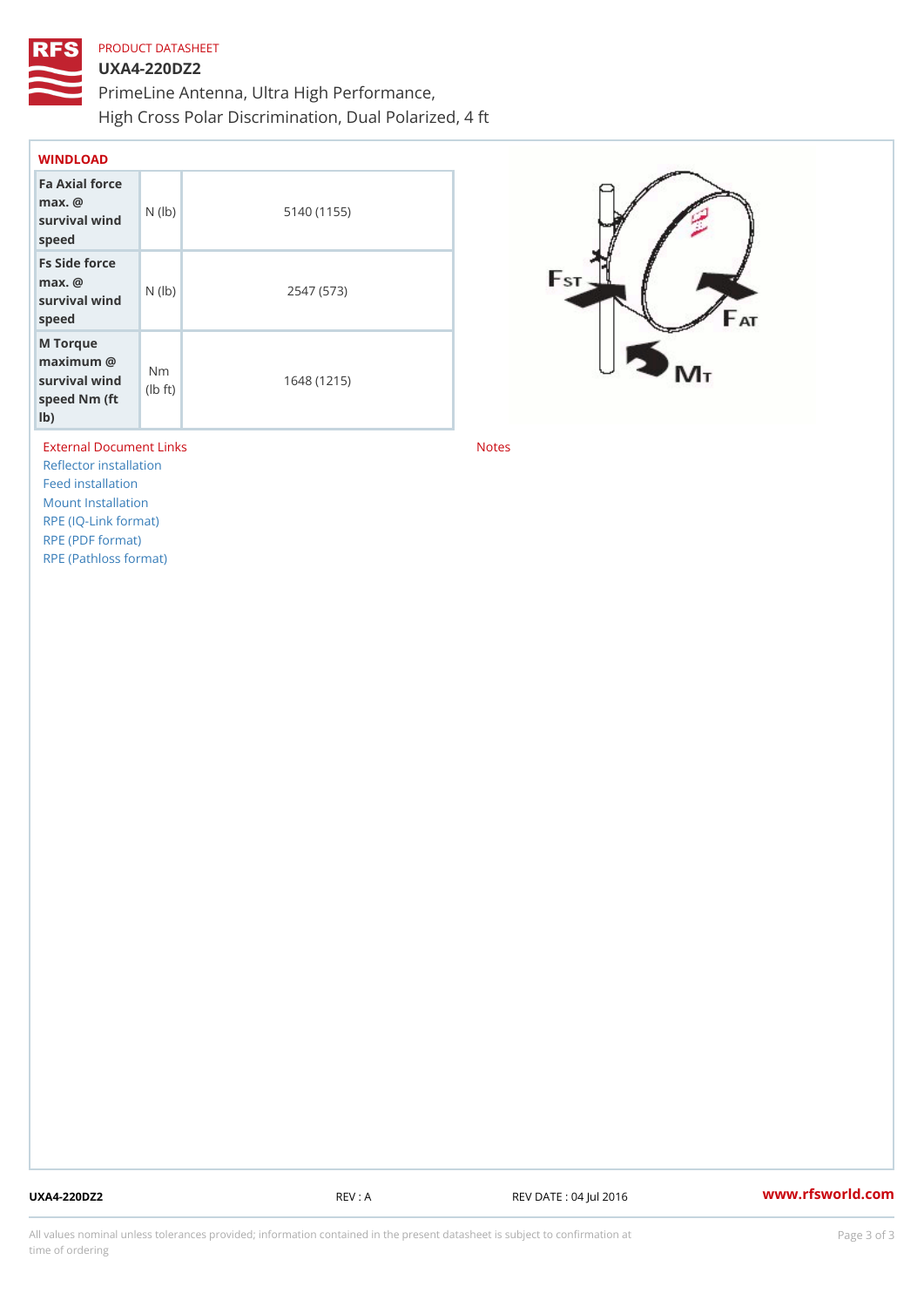PRODUCT DATASHEET

# UXA4-220DZ2

PrimeLine Antenna, Ultra High Performance,
High Cross Polar Discrimination, Dual Polarized, 4 ft

## WINDLOAD

| | | |
|---|---|---|
| Fa Axial force max. @ survival wind speed | N (lb) | 5140 (1155) |
| Fs Side force max. @ survival wind speed | N (lb) | 2547 (573) |
| M Torque maximum @ survival wind speed Nm (ft lb) | Nm (lb ft) | 1648 (1215) |

FST

FAT

MT

External Document Links

Reflector installation

Feed installation

Mount Installation

RPE (IQ-Link format)

RPE (PDF format)

RPE (Pathloss format)

Notes

UXA4-220DZ2 REV : A REV DATE : 04 Jul 2016 www.rfsworld.com

All values nominal unless tolerances provided; information contained in the present datasheet is subject to confirmation at time of ordering